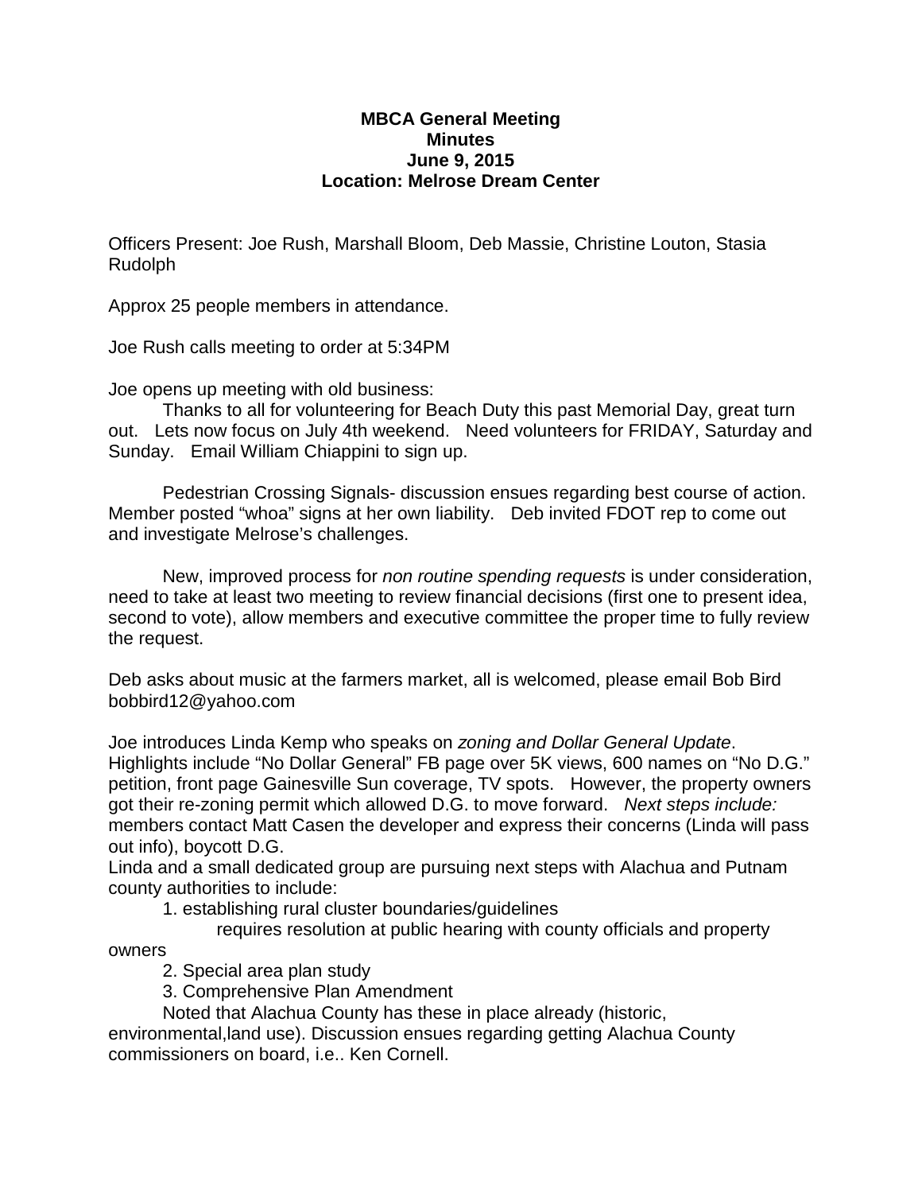**MBCA General Meeting**
**Minutes**
**June 9, 2015**
**Location: Melrose Dream Center**

Officers Present: Joe Rush, Marshall Bloom, Deb Massie, Christine Louton, Stasia Rudolph

Approx 25 people members in attendance.

Joe Rush calls meeting to order at 5:34PM

Joe opens up meeting with old business:

Thanks to all for volunteering for Beach Duty this past Memorial Day, great turn out. Lets now focus on July 4th weekend. Need volunteers for FRIDAY, Saturday and Sunday. Email William Chiappini to sign up.

Pedestrian Crossing Signals- discussion ensues regarding best course of action. Member posted "whoa" signs at her own liability. Deb invited FDOT rep to come out and investigate Melrose's challenges.

New, improved process for *non routine spending requests* is under consideration, need to take at least two meeting to review financial decisions (first one to present idea, second to vote), allow members and executive committee the proper time to fully review the request.

Deb asks about music at the farmers market, all is welcomed, please email Bob Bird bobbird12@yahoo.com

Joe introduces Linda Kemp who speaks on *zoning and Dollar General Update*. Highlights include "No Dollar General" FB page over 5K views, 600 names on "No D.G." petition, front page Gainesville Sun coverage, TV spots. However, the property owners got their re-zoning permit which allowed D.G. to move forward. *Next steps include:* members contact Matt Casen the developer and express their concerns (Linda will pass out info), boycott D.G.

Linda and a small dedicated group are pursuing next steps with Alachua and Putnam county authorities to include:

1. establishing rural cluster boundaries/guidelines

   requires resolution at public hearing with county officials and property owners

2. Special area plan study
3. Comprehensive Plan Amendment

Noted that Alachua County has these in place already (historic, environmental,land use). Discussion ensues regarding getting Alachua County commissioners on board, i.e.. Ken Cornell.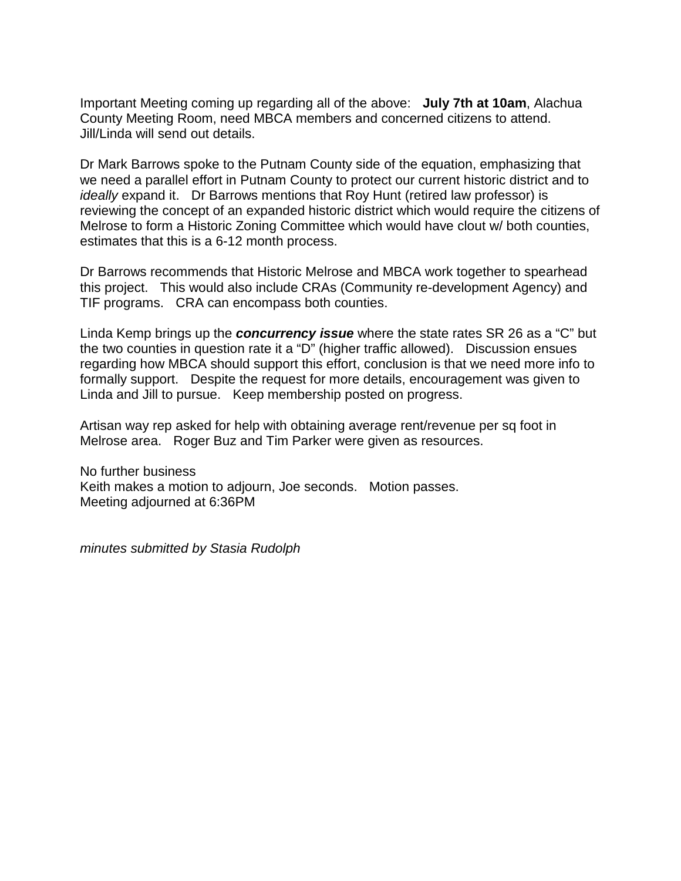Important Meeting coming up regarding all of the above: **July 7th at 10am**, Alachua County Meeting Room, need MBCA members and concerned citizens to attend. Jill/Linda will send out details.

Dr Mark Barrows spoke to the Putnam County side of the equation, emphasizing that we need a parallel effort in Putnam County to protect our current historic district and to *ideally* expand it. Dr Barrows mentions that Roy Hunt (retired law professor) is reviewing the concept of an expanded historic district which would require the citizens of Melrose to form a Historic Zoning Committee which would have clout w/ both counties, estimates that this is a 6-12 month process.

Dr Barrows recommends that Historic Melrose and MBCA work together to spearhead this project. This would also include CRAs (Community re-development Agency) and TIF programs. CRA can encompass both counties.

Linda Kemp brings up the ***concurrency issue*** where the state rates SR 26 as a "C" but the two counties in question rate it a "D" (higher traffic allowed). Discussion ensues regarding how MBCA should support this effort, conclusion is that we need more info to formally support. Despite the request for more details, encouragement was given to Linda and Jill to pursue. Keep membership posted on progress.

Artisan way rep asked for help with obtaining average rent/revenue per sq foot in Melrose area. Roger Buz and Tim Parker were given as resources.

No further business
Keith makes a motion to adjourn, Joe seconds. Motion passes.
Meeting adjourned at 6:36PM

*minutes submitted by Stasia Rudolph*